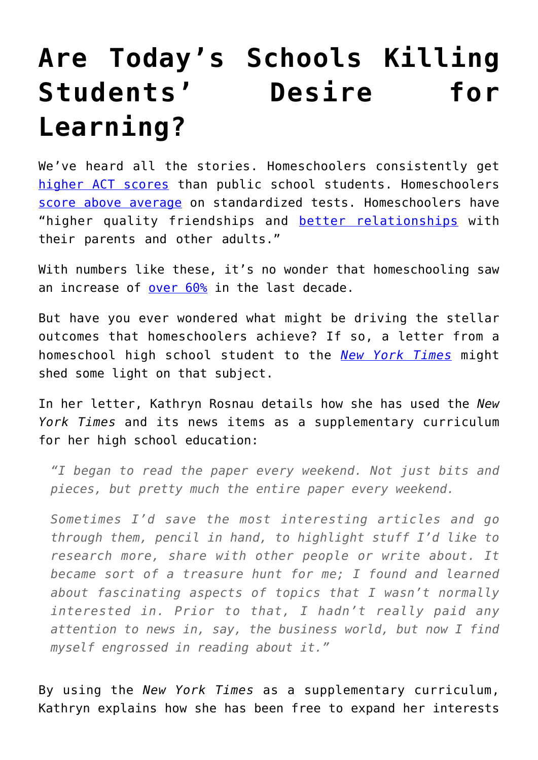# Are Today's Schools Killing Students' Desire for Learning?

We've heard all the stories. Homeschoolers consistently get higher ACT scores than public school students. Homeschoolers score above average on standardized tests. Homeschoolers have "higher quality friendships and better relationships with their parents and other adults."

With numbers like these, it's no wonder that homeschooling saw an increase of over 60% in the last decade.

But have you ever wondered what might be driving the stellar outcomes that homeschoolers achieve? If so, a letter from a homeschool high school student to the *New York Times* might shed some light on that subject.

In her letter, Kathryn Rosnau details how she has used the *New York Times* and its news items as a supplementary curriculum for her high school education:

> *"I began to read the paper every weekend. Not just bits and pieces, but pretty much the entire paper every weekend.*
>
> *Sometimes I'd save the most interesting articles and go through them, pencil in hand, to highlight stuff I'd like to research more, share with other people or write about. It became sort of a treasure hunt for me; I found and learned about fascinating aspects of topics that I wasn't normally interested in. Prior to that, I hadn't really paid any attention to news in, say, the business world, but now I find myself engrossed in reading about it."*

By using the *New York Times* as a supplementary curriculum, Kathryn explains how she has been free to expand her interests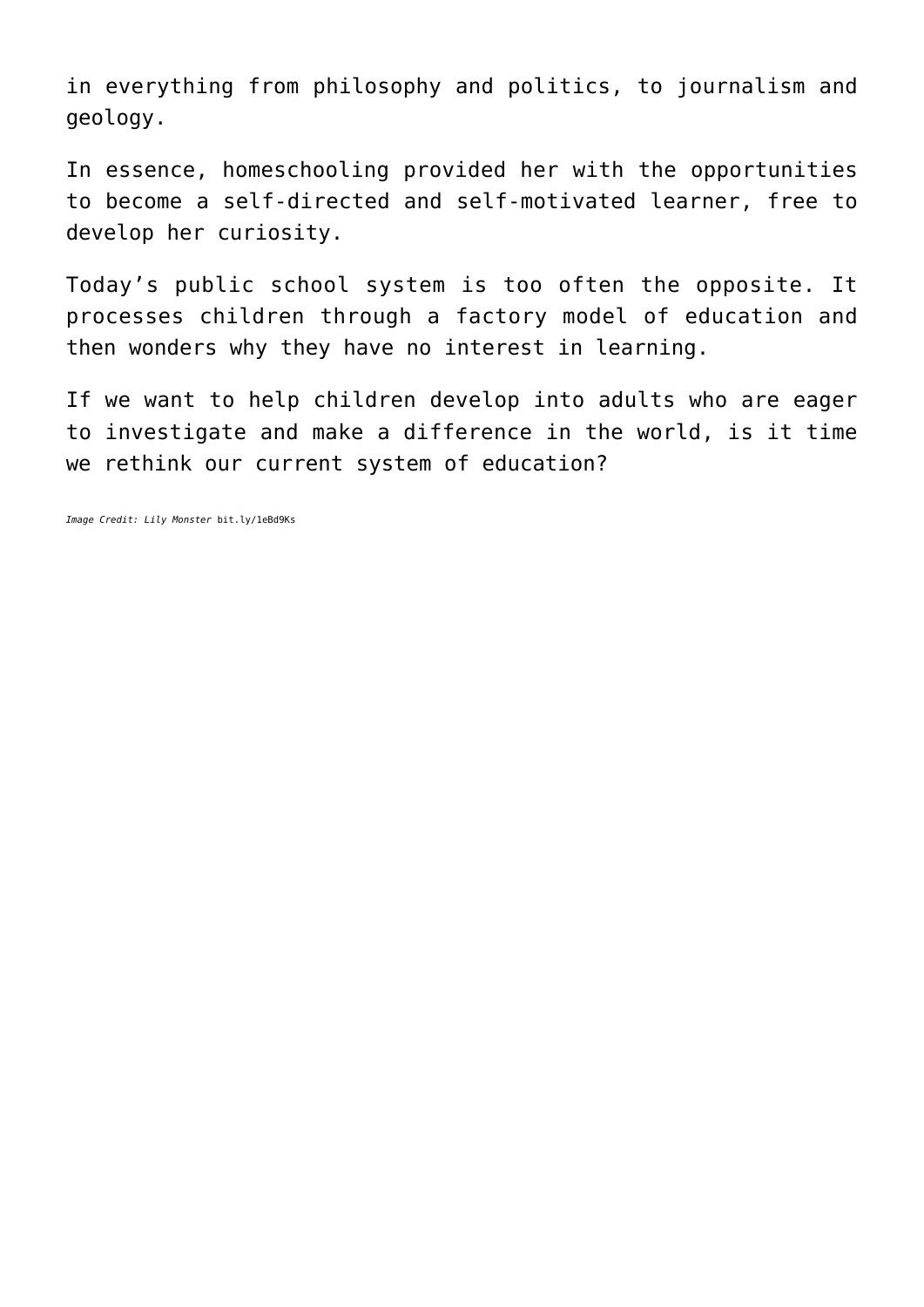in everything from philosophy and politics, to journalism and geology.

In essence, homeschooling provided her with the opportunities to become a self-directed and self-motivated learner, free to develop her curiosity.

Today's public school system is too often the opposite. It processes children through a factory model of education and then wonders why they have no interest in learning.

If we want to help children develop into adults who are eager to investigate and make a difference in the world, is it time we rethink our current system of education?

*Image Credit: Lily Monster* bit.ly/1eBd9Ks